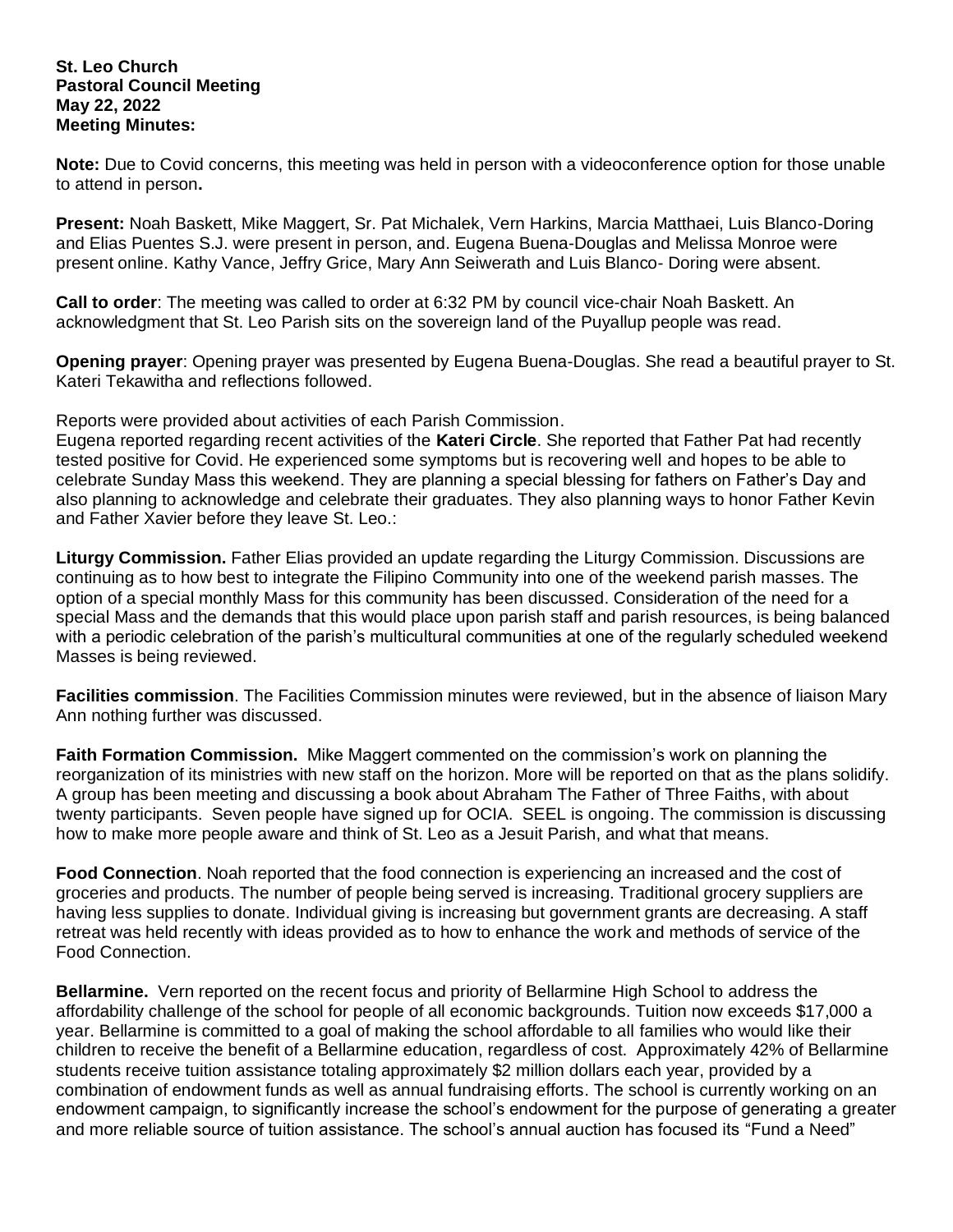**St. Leo Church**
**Pastoral Council Meeting**
**May 22, 2022**
**Meeting Minutes:**

**Note:** Due to Covid concerns, this meeting was held in person with a videoconference option for those unable to attend in person**.**

**Present:** Noah Baskett, Mike Maggert, Sr. Pat Michalek, Vern Harkins, Marcia Matthaei, Luis Blanco-Doring and Elias Puentes S.J. were present in person, and. Eugena Buena-Douglas and Melissa Monroe were present online. Kathy Vance, Jeffry Grice, Mary Ann Seiwerath and Luis Blanco- Doring were absent.

**Call to order**: The meeting was called to order at 6:32 PM by council vice-chair Noah Baskett. An acknowledgment that St. Leo Parish sits on the sovereign land of the Puyallup people was read.

**Opening prayer**: Opening prayer was presented by Eugena Buena-Douglas. She read a beautiful prayer to St. Kateri Tekawitha and reflections followed.

Reports were provided about activities of each Parish Commission.
Eugena reported regarding recent activities of the **Kateri Circle**. She reported that Father Pat had recently tested positive for Covid. He experienced some symptoms but is recovering well and hopes to be able to celebrate Sunday Mass this weekend. They are planning a special blessing for fathers on Father's Day and also planning to acknowledge and celebrate their graduates. They also planning ways to honor Father Kevin and Father Xavier before they leave St. Leo.:

**Liturgy Commission.** Father Elias provided an update regarding the Liturgy Commission. Discussions are continuing as to how best to integrate the Filipino Community into one of the weekend parish masses. The option of a special monthly Mass for this community has been discussed. Consideration of the need for a special Mass and the demands that this would place upon parish staff and parish resources, is being balanced with a periodic celebration of the parish's multicultural communities at one of the regularly scheduled weekend Masses is being reviewed.

**Facilities commission**. The Facilities Commission minutes were reviewed, but in the absence of liaison Mary Ann nothing further was discussed.

**Faith Formation Commission.** Mike Maggert commented on the commission's work on planning the reorganization of its ministries with new staff on the horizon. More will be reported on that as the plans solidify. A group has been meeting and discussing a book about Abraham The Father of Three Faiths, with about twenty participants. Seven people have signed up for OCIA. SEEL is ongoing. The commission is discussing how to make more people aware and think of St. Leo as a Jesuit Parish, and what that means.

**Food Connection**. Noah reported that the food connection is experiencing an increased and the cost of groceries and products. The number of people being served is increasing. Traditional grocery suppliers are having less supplies to donate. Individual giving is increasing but government grants are decreasing. A staff retreat was held recently with ideas provided as to how to enhance the work and methods of service of the Food Connection.

**Bellarmine.** Vern reported on the recent focus and priority of Bellarmine High School to address the affordability challenge of the school for people of all economic backgrounds. Tuition now exceeds $17,000 a year. Bellarmine is committed to a goal of making the school affordable to all families who would like their children to receive the benefit of a Bellarmine education, regardless of cost. Approximately 42% of Bellarmine students receive tuition assistance totaling approximately $2 million dollars each year, provided by a combination of endowment funds as well as annual fundraising efforts. The school is currently working on an endowment campaign, to significantly increase the school's endowment for the purpose of generating a greater and more reliable source of tuition assistance. The school's annual auction has focused its "Fund a Need"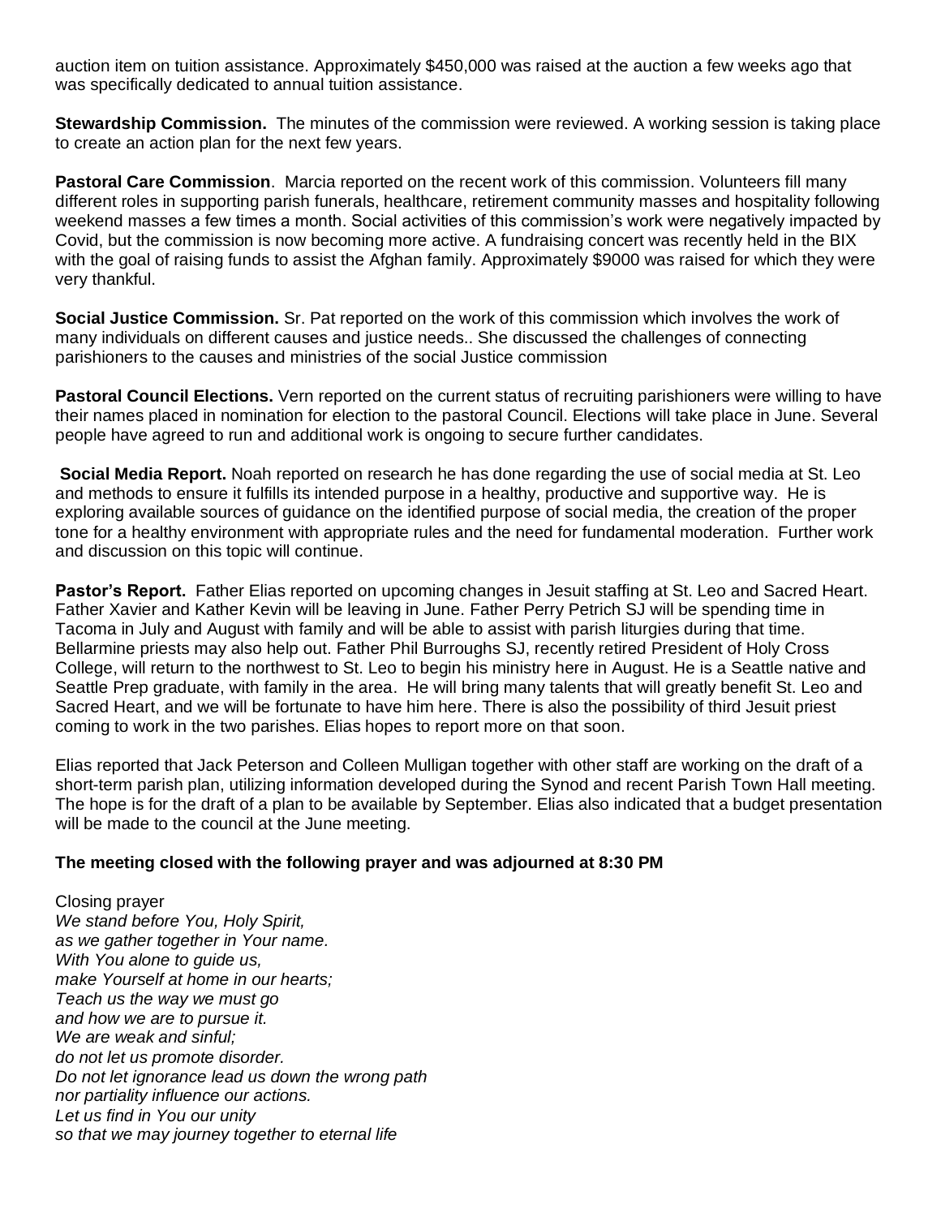auction item on tuition assistance. Approximately $450,000 was raised at the auction a few weeks ago that was specifically dedicated to annual tuition assistance.

**Stewardship Commission.** The minutes of the commission were reviewed. A working session is taking place to create an action plan for the next few years.

**Pastoral Care Commission**. Marcia reported on the recent work of this commission. Volunteers fill many different roles in supporting parish funerals, healthcare, retirement community masses and hospitality following weekend masses a few times a month. Social activities of this commission's work were negatively impacted by Covid, but the commission is now becoming more active. A fundraising concert was recently held in the BIX with the goal of raising funds to assist the Afghan family. Approximately $9000 was raised for which they were very thankful.

**Social Justice Commission.** Sr. Pat reported on the work of this commission which involves the work of many individuals on different causes and justice needs.. She discussed the challenges of connecting parishioners to the causes and ministries of the social Justice commission

**Pastoral Council Elections.** Vern reported on the current status of recruiting parishioners were willing to have their names placed in nomination for election to the pastoral Council. Elections will take place in June. Several people have agreed to run and additional work is ongoing to secure further candidates.

**Social Media Report.** Noah reported on research he has done regarding the use of social media at St. Leo and methods to ensure it fulfills its intended purpose in a healthy, productive and supportive way. He is exploring available sources of guidance on the identified purpose of social media, the creation of the proper tone for a healthy environment with appropriate rules and the need for fundamental moderation. Further work and discussion on this topic will continue.

**Pastor's Report.** Father Elias reported on upcoming changes in Jesuit staffing at St. Leo and Sacred Heart. Father Xavier and Kather Kevin will be leaving in June. Father Perry Petrich SJ will be spending time in Tacoma in July and August with family and will be able to assist with parish liturgies during that time. Bellarmine priests may also help out. Father Phil Burroughs SJ, recently retired President of Holy Cross College, will return to the northwest to St. Leo to begin his ministry here in August. He is a Seattle native and Seattle Prep graduate, with family in the area. He will bring many talents that will greatly benefit St. Leo and Sacred Heart, and we will be fortunate to have him here. There is also the possibility of third Jesuit priest coming to work in the two parishes. Elias hopes to report more on that soon.

Elias reported that Jack Peterson and Colleen Mulligan together with other staff are working on the draft of a short-term parish plan, utilizing information developed during the Synod and recent Parish Town Hall meeting. The hope is for the draft of a plan to be available by September. Elias also indicated that a budget presentation will be made to the council at the June meeting.

**The meeting closed with the following prayer and was adjourned at 8:30 PM**

Closing prayer
*We stand before You, Holy Spirit,*
*as we gather together in Your name.*
*With You alone to guide us,*
*make Yourself at home in our hearts;*
*Teach us the way we must go*
*and how we are to pursue it.*
*We are weak and sinful;*
*do not let us promote disorder.*
*Do not let ignorance lead us down the wrong path*
*nor partiality influence our actions.*
*Let us find in You our unity*
*so that we may journey together to eternal life*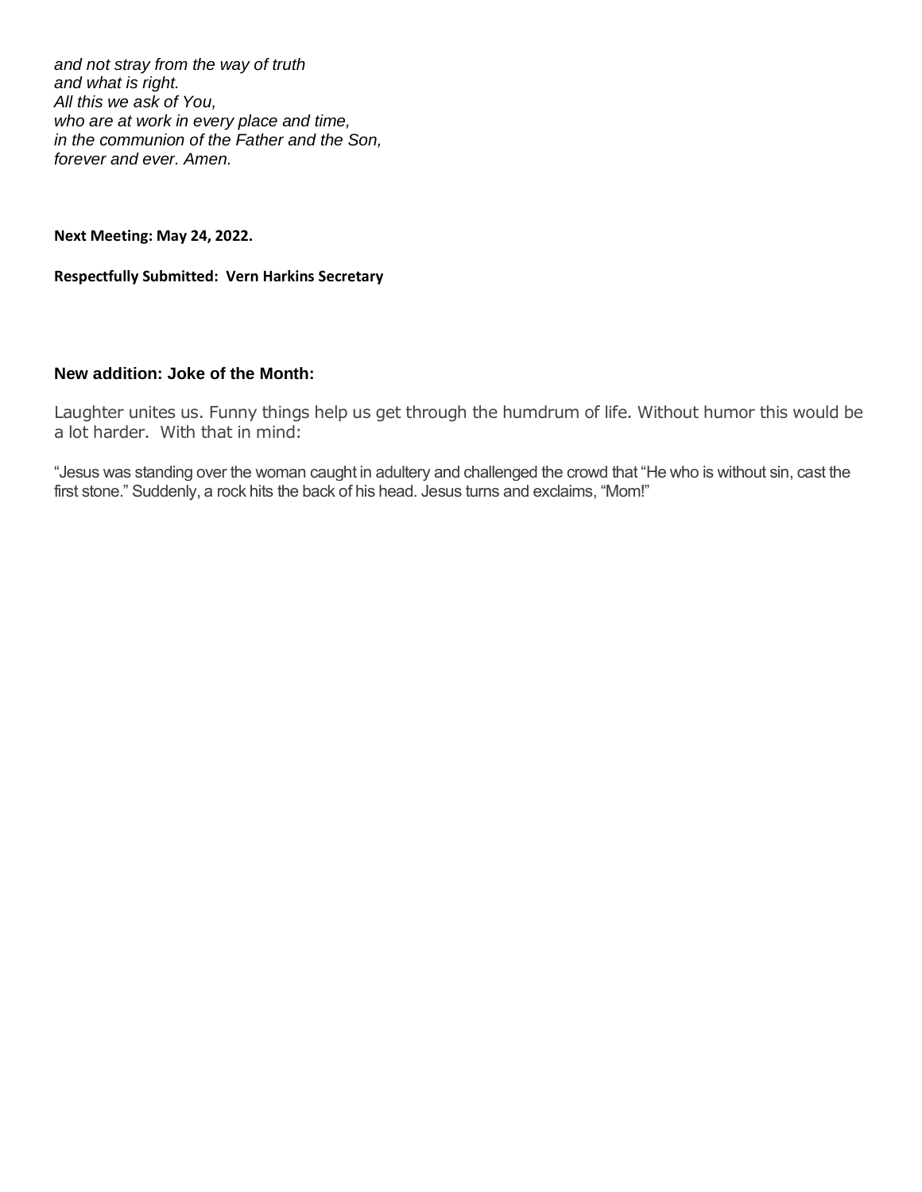*and not stray from the way of truth*
*and what is right.*
*All this we ask of You,*
*who are at work in every place and time,*
*in the communion of the Father and the Son,*
*forever and ever. Amen.*

**Next Meeting: May 24, 2022.**

**Respectfully Submitted: Vern Harkins Secretary**

**New addition: Joke of the Month:**

Laughter unites us. Funny things help us get through the humdrum of life. Without humor this would be a lot harder. With that in mind:

"Jesus was standing over the woman caught in adultery and challenged the crowd that "He who is without sin, cast the first stone." Suddenly, a rock hits the back of his head. Jesus turns and exclaims, "Mom!"